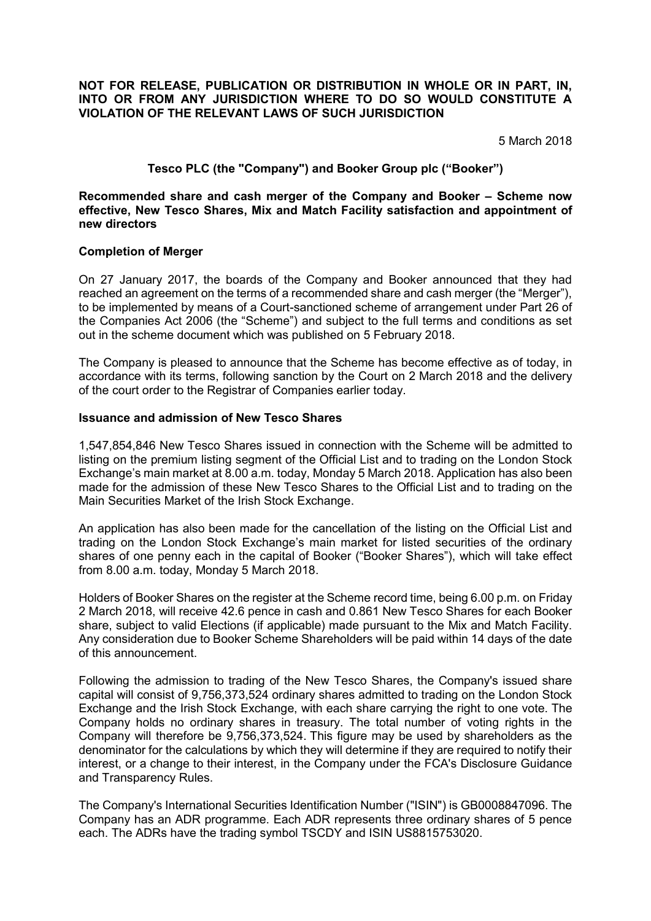**NOT FOR RELEASE, PUBLICATION OR DISTRIBUTION IN WHOLE OR IN PART, IN, INTO OR FROM ANY JURISDICTION WHERE TO DO SO WOULD CONSTITUTE A VIOLATION OF THE RELEVANT LAWS OF SUCH JURISDICTION**

5 March 2018

**Tesco PLC (the "Company") and Booker Group plc ("Booker")**

**Recommended share and cash merger of the Company and Booker – Scheme now effective, New Tesco Shares, Mix and Match Facility satisfaction and appointment of new directors**

**Completion of Merger**

On 27 January 2017, the boards of the Company and Booker announced that they had reached an agreement on the terms of a recommended share and cash merger (the "Merger"), to be implemented by means of a Court-sanctioned scheme of arrangement under Part 26 of the Companies Act 2006 (the "Scheme") and subject to the full terms and conditions as set out in the scheme document which was published on 5 February 2018.

The Company is pleased to announce that the Scheme has become effective as of today, in accordance with its terms, following sanction by the Court on 2 March 2018 and the delivery of the court order to the Registrar of Companies earlier today.

**Issuance and admission of New Tesco Shares**

1,547,854,846 New Tesco Shares issued in connection with the Scheme will be admitted to listing on the premium listing segment of the Official List and to trading on the London Stock Exchange's main market at 8.00 a.m. today, Monday 5 March 2018. Application has also been made for the admission of these New Tesco Shares to the Official List and to trading on the Main Securities Market of the Irish Stock Exchange.

An application has also been made for the cancellation of the listing on the Official List and trading on the London Stock Exchange's main market for listed securities of the ordinary shares of one penny each in the capital of Booker ("Booker Shares"), which will take effect from 8.00 a.m. today, Monday 5 March 2018.

Holders of Booker Shares on the register at the Scheme record time, being 6.00 p.m. on Friday 2 March 2018, will receive 42.6 pence in cash and 0.861 New Tesco Shares for each Booker share, subject to valid Elections (if applicable) made pursuant to the Mix and Match Facility. Any consideration due to Booker Scheme Shareholders will be paid within 14 days of the date of this announcement.

Following the admission to trading of the New Tesco Shares, the Company's issued share capital will consist of 9,756,373,524 ordinary shares admitted to trading on the London Stock Exchange and the Irish Stock Exchange, with each share carrying the right to one vote. The Company holds no ordinary shares in treasury. The total number of voting rights in the Company will therefore be 9,756,373,524. This figure may be used by shareholders as the denominator for the calculations by which they will determine if they are required to notify their interest, or a change to their interest, in the Company under the FCA's Disclosure Guidance and Transparency Rules.

The Company's International Securities Identification Number ("ISIN") is GB0008847096. The Company has an ADR programme. Each ADR represents three ordinary shares of 5 pence each. The ADRs have the trading symbol TSCDY and ISIN US8815753020.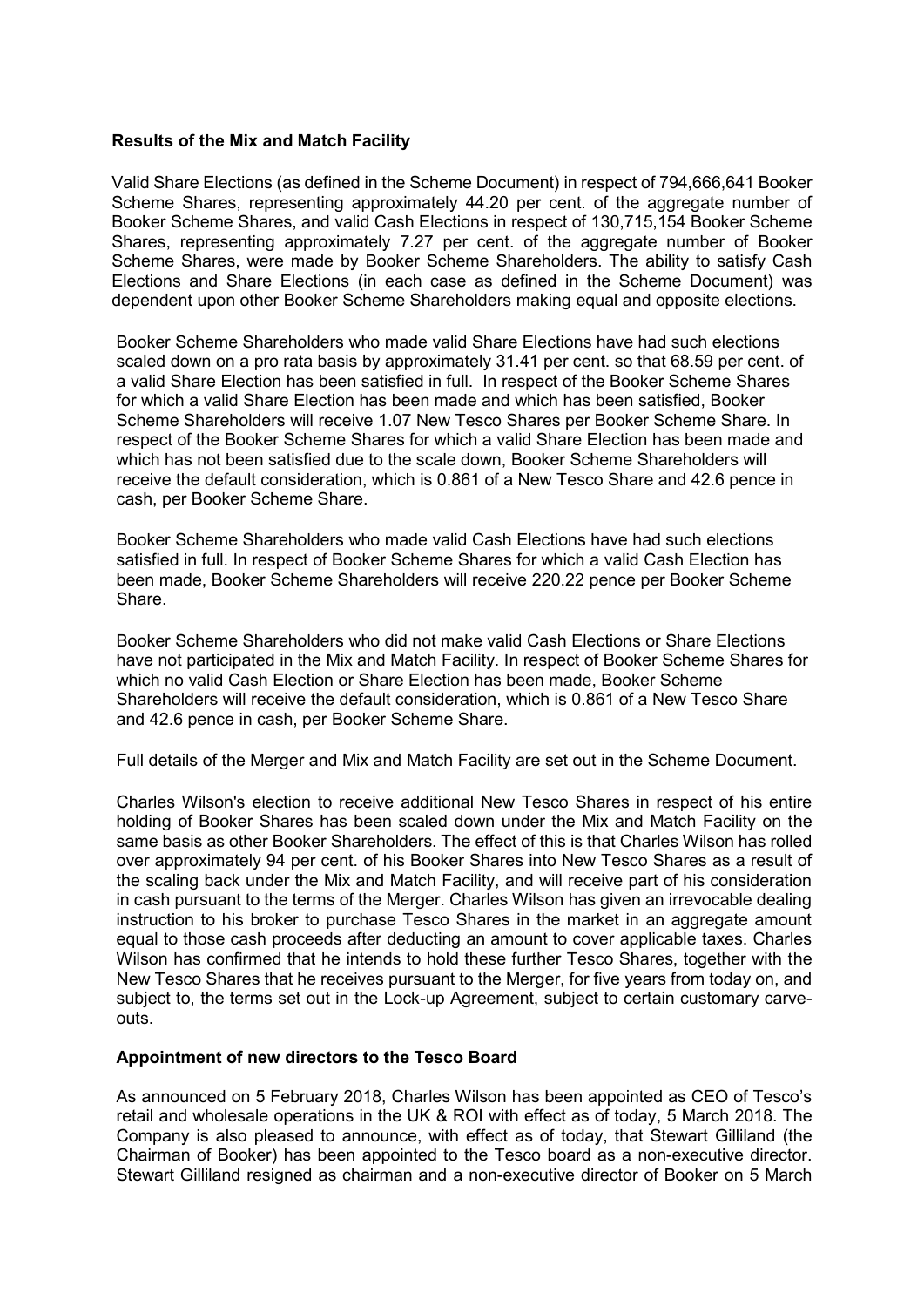## Results of the Mix and Match Facility

Valid Share Elections (as defined in the Scheme Document) in respect of 794,666,641 Booker Scheme Shares, representing approximately 44.20 per cent. of the aggregate number of Booker Scheme Shares, and valid Cash Elections in respect of 130,715,154 Booker Scheme Shares, representing approximately 7.27 per cent. of the aggregate number of Booker Scheme Shares, were made by Booker Scheme Shareholders. The ability to satisfy Cash Elections and Share Elections (in each case as defined in the Scheme Document) was dependent upon other Booker Scheme Shareholders making equal and opposite elections.

Booker Scheme Shareholders who made valid Share Elections have had such elections scaled down on a pro rata basis by approximately 31.41 per cent. so that 68.59 per cent. of a valid Share Election has been satisfied in full. In respect of the Booker Scheme Shares for which a valid Share Election has been made and which has been satisfied, Booker Scheme Shareholders will receive 1.07 New Tesco Shares per Booker Scheme Share. In respect of the Booker Scheme Shares for which a valid Share Election has been made and which has not been satisfied due to the scale down, Booker Scheme Shareholders will receive the default consideration, which is 0.861 of a New Tesco Share and 42.6 pence in cash, per Booker Scheme Share.

Booker Scheme Shareholders who made valid Cash Elections have had such elections satisfied in full. In respect of Booker Scheme Shares for which a valid Cash Election has been made, Booker Scheme Shareholders will receive 220.22 pence per Booker Scheme Share.

Booker Scheme Shareholders who did not make valid Cash Elections or Share Elections have not participated in the Mix and Match Facility. In respect of Booker Scheme Shares for which no valid Cash Election or Share Election has been made, Booker Scheme Shareholders will receive the default consideration, which is 0.861 of a New Tesco Share and 42.6 pence in cash, per Booker Scheme Share.

Full details of the Merger and Mix and Match Facility are set out in the Scheme Document.

Charles Wilson's election to receive additional New Tesco Shares in respect of his entire holding of Booker Shares has been scaled down under the Mix and Match Facility on the same basis as other Booker Shareholders. The effect of this is that Charles Wilson has rolled over approximately 94 per cent. of his Booker Shares into New Tesco Shares as a result of the scaling back under the Mix and Match Facility, and will receive part of his consideration in cash pursuant to the terms of the Merger. Charles Wilson has given an irrevocable dealing instruction to his broker to purchase Tesco Shares in the market in an aggregate amount equal to those cash proceeds after deducting an amount to cover applicable taxes. Charles Wilson has confirmed that he intends to hold these further Tesco Shares, together with the New Tesco Shares that he receives pursuant to the Merger, for five years from today on, and subject to, the terms set out in the Lock-up Agreement, subject to certain customary carve-outs.

## Appointment of new directors to the Tesco Board

As announced on 5 February 2018, Charles Wilson has been appointed as CEO of Tesco's retail and wholesale operations in the UK & ROI with effect as of today, 5 March 2018. The Company is also pleased to announce, with effect as of today, that Stewart Gilliland (the Chairman of Booker) has been appointed to the Tesco board as a non-executive director. Stewart Gilliland resigned as chairman and a non-executive director of Booker on 5 March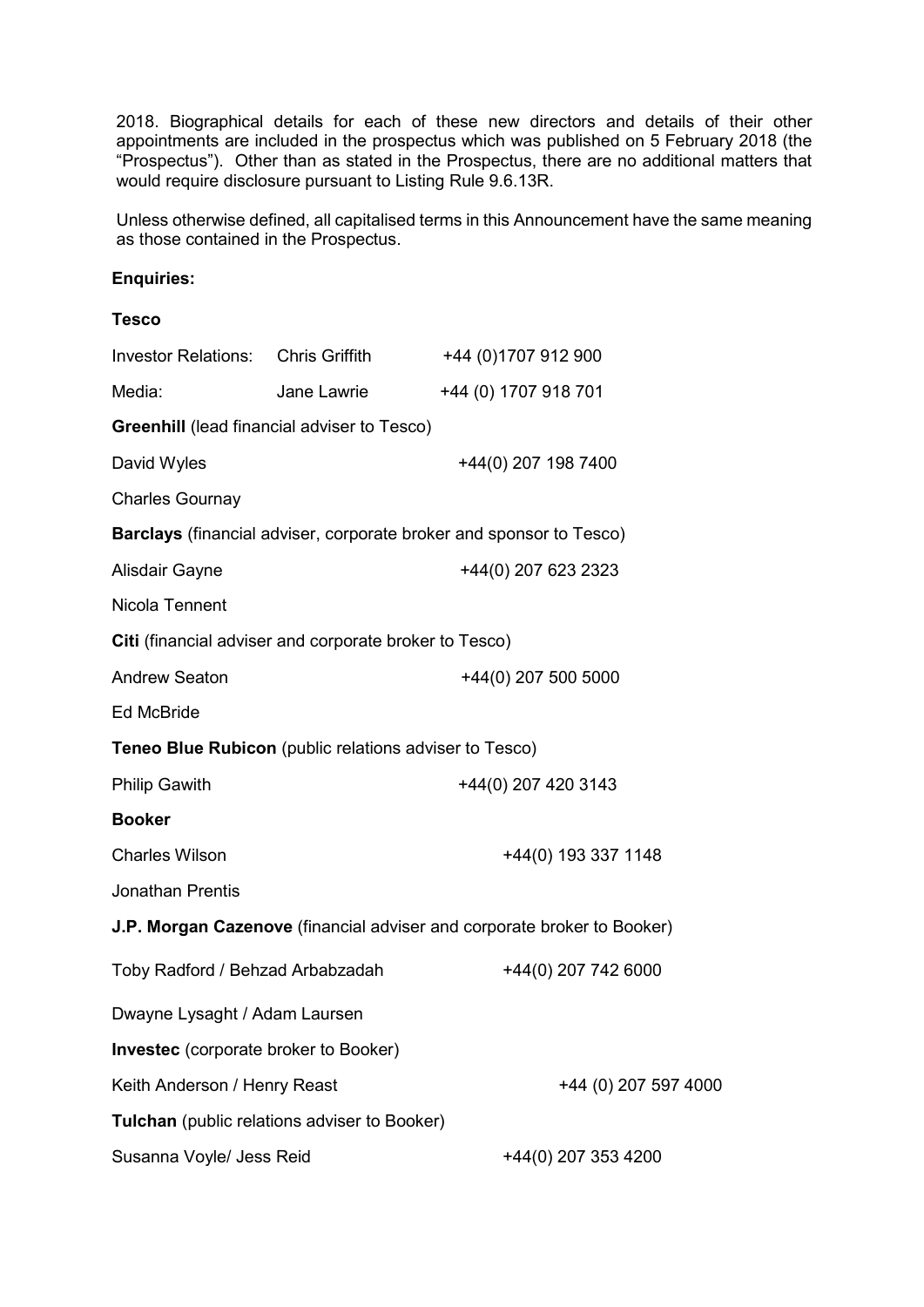2018. Biographical details for each of these new directors and details of their other appointments are included in the prospectus which was published on 5 February 2018 (the "Prospectus"). Other than as stated in the Prospectus, there are no additional matters that would require disclosure pursuant to Listing Rule 9.6.13R.

Unless otherwise defined, all capitalised terms in this Announcement have the same meaning as those contained in the Prospectus.

**Enquiries:**

**Tesco**

Investor Relations: Chris Griffith +44 (0)1707 912 900

Media: Jane Lawrie +44 (0) 1707 918 701

**Greenhill** (lead financial adviser to Tesco)

David Wyles +44(0) 207 198 7400

Charles Gournay

**Barclays** (financial adviser, corporate broker and sponsor to Tesco)

Alisdair Gayne +44(0) 207 623 2323

Nicola Tennent

**Citi** (financial adviser and corporate broker to Tesco)

Andrew Seaton +44(0) 207 500 5000

Ed McBride

**Teneo Blue Rubicon** (public relations adviser to Tesco)

Philip Gawith +44(0) 207 420 3143

**Booker**

Charles Wilson +44(0) 193 337 1148

Jonathan Prentis

**J.P. Morgan Cazenove** (financial adviser and corporate broker to Booker)

Toby Radford / Behzad Arbabzadah +44(0) 207 742 6000

Dwayne Lysaght / Adam Laursen

**Investec** (corporate broker to Booker)

Keith Anderson / Henry Reast +44 (0) 207 597 4000

**Tulchan** (public relations adviser to Booker)

Susanna Voyle/ Jess Reid +44(0) 207 353 4200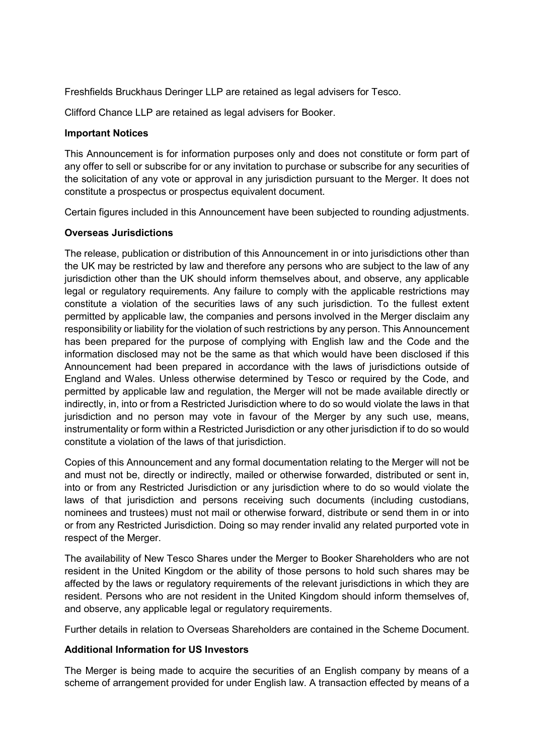Freshfields Bruckhaus Deringer LLP are retained as legal advisers for Tesco.

Clifford Chance LLP are retained as legal advisers for Booker.

**Important Notices**

This Announcement is for information purposes only and does not constitute or form part of any offer to sell or subscribe for or any invitation to purchase or subscribe for any securities of the solicitation of any vote or approval in any jurisdiction pursuant to the Merger. It does not constitute a prospectus or prospectus equivalent document.

Certain figures included in this Announcement have been subjected to rounding adjustments.

**Overseas Jurisdictions**

The release, publication or distribution of this Announcement in or into jurisdictions other than the UK may be restricted by law and therefore any persons who are subject to the law of any jurisdiction other than the UK should inform themselves about, and observe, any applicable legal or regulatory requirements. Any failure to comply with the applicable restrictions may constitute a violation of the securities laws of any such jurisdiction. To the fullest extent permitted by applicable law, the companies and persons involved in the Merger disclaim any responsibility or liability for the violation of such restrictions by any person. This Announcement has been prepared for the purpose of complying with English law and the Code and the information disclosed may not be the same as that which would have been disclosed if this Announcement had been prepared in accordance with the laws of jurisdictions outside of England and Wales. Unless otherwise determined by Tesco or required by the Code, and permitted by applicable law and regulation, the Merger will not be made available directly or indirectly, in, into or from a Restricted Jurisdiction where to do so would violate the laws in that jurisdiction and no person may vote in favour of the Merger by any such use, means, instrumentality or form within a Restricted Jurisdiction or any other jurisdiction if to do so would constitute a violation of the laws of that jurisdiction.

Copies of this Announcement and any formal documentation relating to the Merger will not be and must not be, directly or indirectly, mailed or otherwise forwarded, distributed or sent in, into or from any Restricted Jurisdiction or any jurisdiction where to do so would violate the laws of that jurisdiction and persons receiving such documents (including custodians, nominees and trustees) must not mail or otherwise forward, distribute or send them in or into or from any Restricted Jurisdiction. Doing so may render invalid any related purported vote in respect of the Merger.

The availability of New Tesco Shares under the Merger to Booker Shareholders who are not resident in the United Kingdom or the ability of those persons to hold such shares may be affected by the laws or regulatory requirements of the relevant jurisdictions in which they are resident. Persons who are not resident in the United Kingdom should inform themselves of, and observe, any applicable legal or regulatory requirements.

Further details in relation to Overseas Shareholders are contained in the Scheme Document.

**Additional Information for US Investors**

The Merger is being made to acquire the securities of an English company by means of a scheme of arrangement provided for under English law. A transaction effected by means of a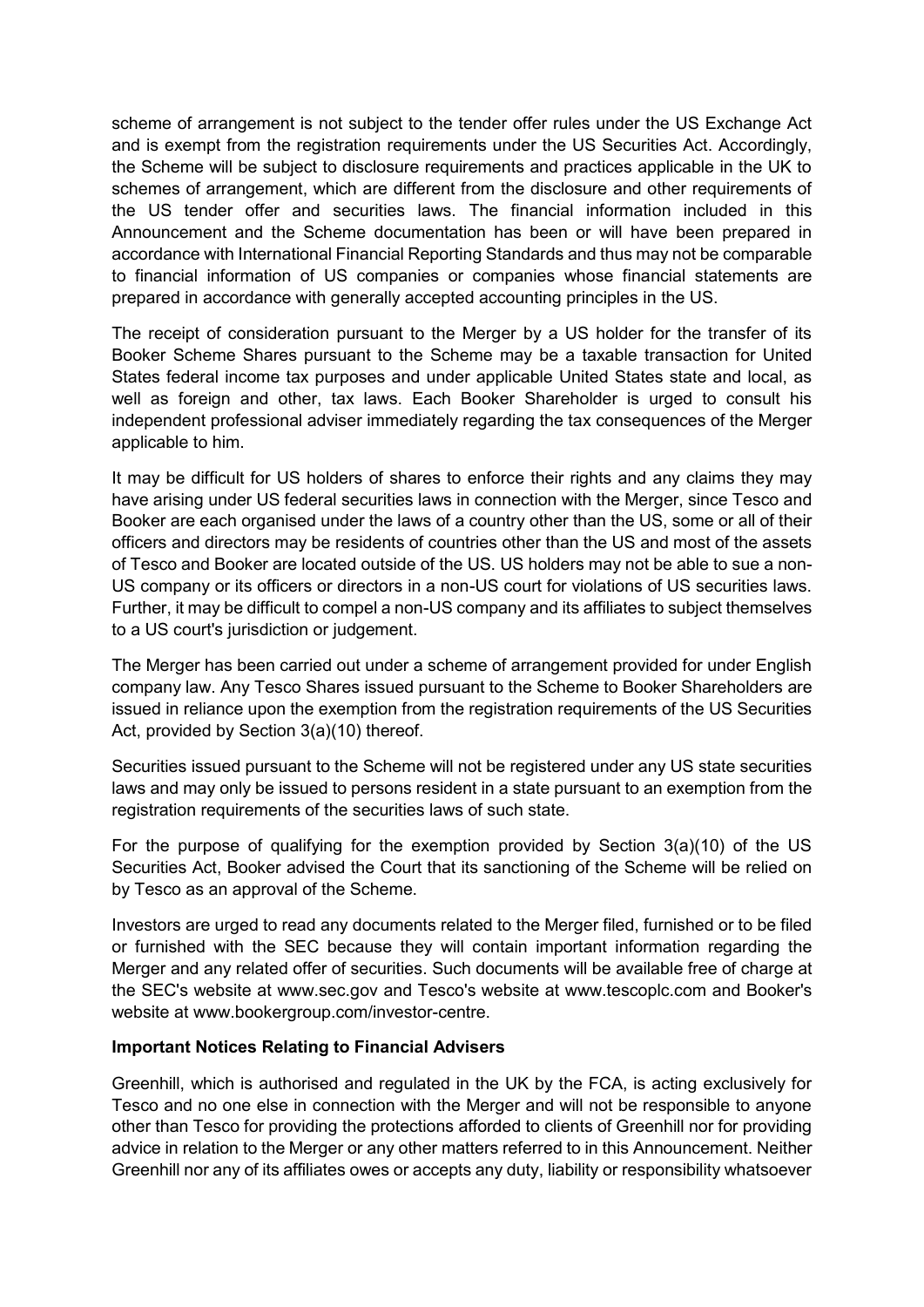scheme of arrangement is not subject to the tender offer rules under the US Exchange Act and is exempt from the registration requirements under the US Securities Act. Accordingly, the Scheme will be subject to disclosure requirements and practices applicable in the UK to schemes of arrangement, which are different from the disclosure and other requirements of the US tender offer and securities laws. The financial information included in this Announcement and the Scheme documentation has been or will have been prepared in accordance with International Financial Reporting Standards and thus may not be comparable to financial information of US companies or companies whose financial statements are prepared in accordance with generally accepted accounting principles in the US.

The receipt of consideration pursuant to the Merger by a US holder for the transfer of its Booker Scheme Shares pursuant to the Scheme may be a taxable transaction for United States federal income tax purposes and under applicable United States state and local, as well as foreign and other, tax laws. Each Booker Shareholder is urged to consult his independent professional adviser immediately regarding the tax consequences of the Merger applicable to him.

It may be difficult for US holders of shares to enforce their rights and any claims they may have arising under US federal securities laws in connection with the Merger, since Tesco and Booker are each organised under the laws of a country other than the US, some or all of their officers and directors may be residents of countries other than the US and most of the assets of Tesco and Booker are located outside of the US. US holders may not be able to sue a non-US company or its officers or directors in a non-US court for violations of US securities laws. Further, it may be difficult to compel a non-US company and its affiliates to subject themselves to a US court's jurisdiction or judgement.

The Merger has been carried out under a scheme of arrangement provided for under English company law. Any Tesco Shares issued pursuant to the Scheme to Booker Shareholders are issued in reliance upon the exemption from the registration requirements of the US Securities Act, provided by Section 3(a)(10) thereof.

Securities issued pursuant to the Scheme will not be registered under any US state securities laws and may only be issued to persons resident in a state pursuant to an exemption from the registration requirements of the securities laws of such state.

For the purpose of qualifying for the exemption provided by Section 3(a)(10) of the US Securities Act, Booker advised the Court that its sanctioning of the Scheme will be relied on by Tesco as an approval of the Scheme.

Investors are urged to read any documents related to the Merger filed, furnished or to be filed or furnished with the SEC because they will contain important information regarding the Merger and any related offer of securities. Such documents will be available free of charge at the SEC's website at www.sec.gov and Tesco's website at www.tescoplc.com and Booker's website at www.bookergroup.com/investor-centre.

**Important Notices Relating to Financial Advisers**

Greenhill, which is authorised and regulated in the UK by the FCA, is acting exclusively for Tesco and no one else in connection with the Merger and will not be responsible to anyone other than Tesco for providing the protections afforded to clients of Greenhill nor for providing advice in relation to the Merger or any other matters referred to in this Announcement. Neither Greenhill nor any of its affiliates owes or accepts any duty, liability or responsibility whatsoever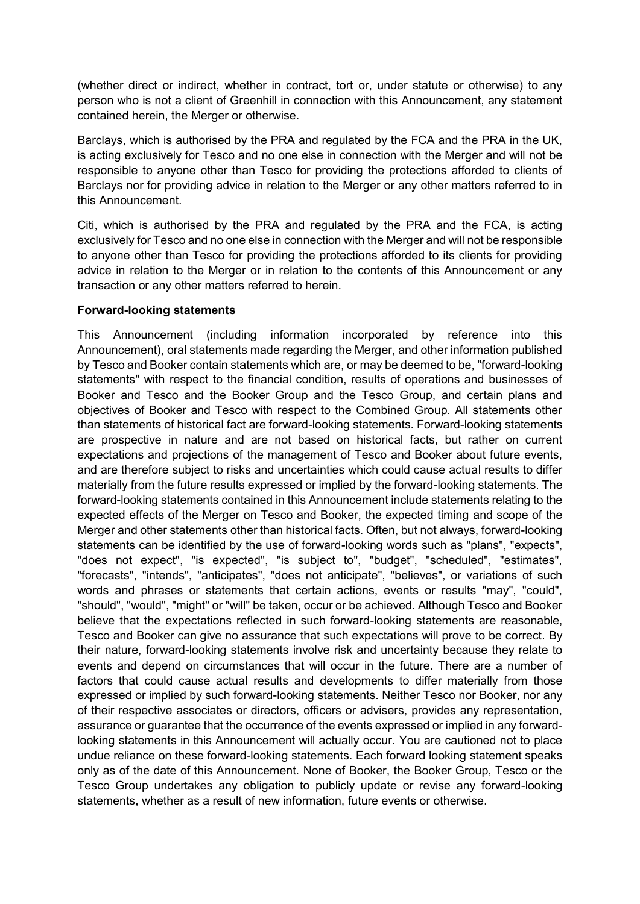(whether direct or indirect, whether in contract, tort or, under statute or otherwise) to any person who is not a client of Greenhill in connection with this Announcement, any statement contained herein, the Merger or otherwise.

Barclays, which is authorised by the PRA and regulated by the FCA and the PRA in the UK, is acting exclusively for Tesco and no one else in connection with the Merger and will not be responsible to anyone other than Tesco for providing the protections afforded to clients of Barclays nor for providing advice in relation to the Merger or any other matters referred to in this Announcement.

Citi, which is authorised by the PRA and regulated by the PRA and the FCA, is acting exclusively for Tesco and no one else in connection with the Merger and will not be responsible to anyone other than Tesco for providing the protections afforded to its clients for providing advice in relation to the Merger or in relation to the contents of this Announcement or any transaction or any other matters referred to herein.

**Forward-looking statements**

This Announcement (including information incorporated by reference into this Announcement), oral statements made regarding the Merger, and other information published by Tesco and Booker contain statements which are, or may be deemed to be, "forward-looking statements" with respect to the financial condition, results of operations and businesses of Booker and Tesco and the Booker Group and the Tesco Group, and certain plans and objectives of Booker and Tesco with respect to the Combined Group. All statements other than statements of historical fact are forward-looking statements. Forward-looking statements are prospective in nature and are not based on historical facts, but rather on current expectations and projections of the management of Tesco and Booker about future events, and are therefore subject to risks and uncertainties which could cause actual results to differ materially from the future results expressed or implied by the forward-looking statements. The forward-looking statements contained in this Announcement include statements relating to the expected effects of the Merger on Tesco and Booker, the expected timing and scope of the Merger and other statements other than historical facts. Often, but not always, forward-looking statements can be identified by the use of forward-looking words such as "plans", "expects", "does not expect", "is expected", "is subject to", "budget", "scheduled", "estimates", "forecasts", "intends", "anticipates", "does not anticipate", "believes", or variations of such words and phrases or statements that certain actions, events or results "may", "could", "should", "would", "might" or "will" be taken, occur or be achieved. Although Tesco and Booker believe that the expectations reflected in such forward-looking statements are reasonable, Tesco and Booker can give no assurance that such expectations will prove to be correct. By their nature, forward-looking statements involve risk and uncertainty because they relate to events and depend on circumstances that will occur in the future. There are a number of factors that could cause actual results and developments to differ materially from those expressed or implied by such forward-looking statements. Neither Tesco nor Booker, nor any of their respective associates or directors, officers or advisers, provides any representation, assurance or guarantee that the occurrence of the events expressed or implied in any forward-looking statements in this Announcement will actually occur. You are cautioned not to place undue reliance on these forward-looking statements. Each forward looking statement speaks only as of the date of this Announcement. None of Booker, the Booker Group, Tesco or the Tesco Group undertakes any obligation to publicly update or revise any forward-looking statements, whether as a result of new information, future events or otherwise.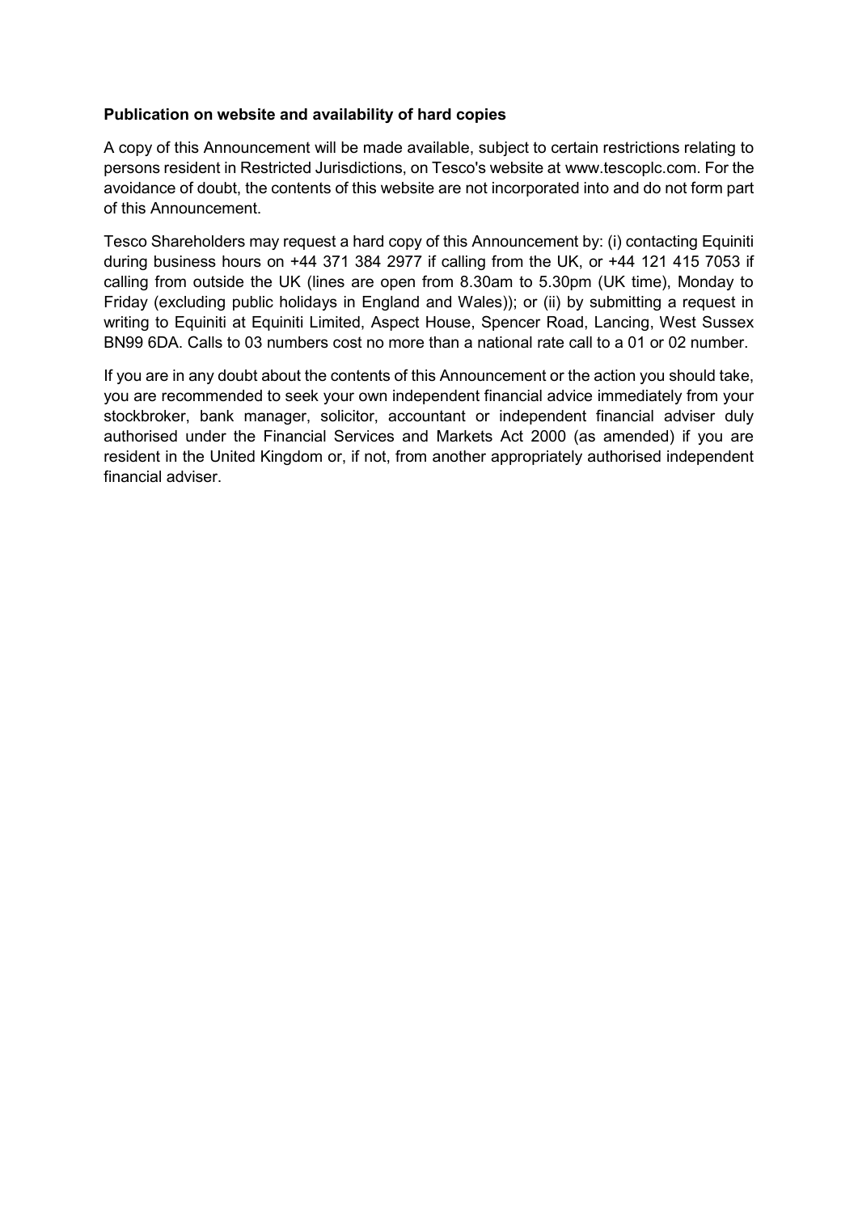**Publication on website and availability of hard copies**

A copy of this Announcement will be made available, subject to certain restrictions relating to persons resident in Restricted Jurisdictions, on Tesco's website at www.tescoplc.com. For the avoidance of doubt, the contents of this website are not incorporated into and do not form part of this Announcement.

Tesco Shareholders may request a hard copy of this Announcement by: (i) contacting Equiniti during business hours on +44 371 384 2977 if calling from the UK, or +44 121 415 7053 if calling from outside the UK (lines are open from 8.30am to 5.30pm (UK time), Monday to Friday (excluding public holidays in England and Wales)); or (ii) by submitting a request in writing to Equiniti at Equiniti Limited, Aspect House, Spencer Road, Lancing, West Sussex BN99 6DA. Calls to 03 numbers cost no more than a national rate call to a 01 or 02 number.

If you are in any doubt about the contents of this Announcement or the action you should take, you are recommended to seek your own independent financial advice immediately from your stockbroker, bank manager, solicitor, accountant or independent financial adviser duly authorised under the Financial Services and Markets Act 2000 (as amended) if you are resident in the United Kingdom or, if not, from another appropriately authorised independent financial adviser.